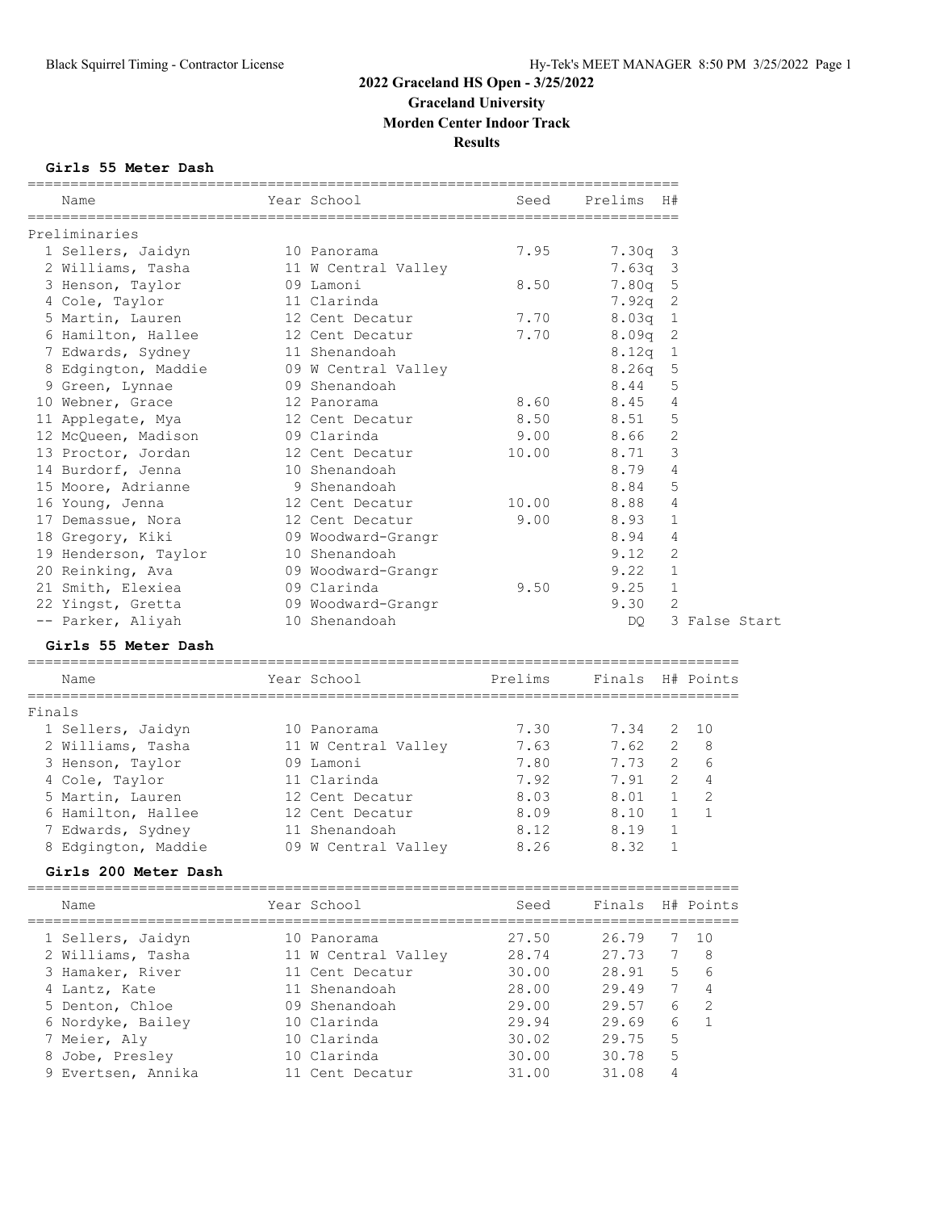# 2022 Graceland HS Open - 3/25/2022

## Graceland University

## Morden Center Indoor Track

## Results

### Girls 55 Meter Dash

Preliminaries

| | Name | Year | School | Seed | Prelims | H# | |
|---|---|---|---|---|---|---|---|
| 1 | Sellers, Jaidyn | 10 | Panorama | 7.95 | 7.30q | 3 | |
| 2 | Williams, Tasha | 11 | W Central Valley | | 7.63q | 3 | |
| 3 | Henson, Taylor | 09 | Lamoni | 8.50 | 7.80q | 5 | |
| 4 | Cole, Taylor | 11 | Clarinda | | 7.92q | 2 | |
| 5 | Martin, Lauren | 12 | Cent Decatur | 7.70 | 8.03q | 1 | |
| 6 | Hamilton, Hallee | 12 | Cent Decatur | 7.70 | 8.09q | 2 | |
| 7 | Edwards, Sydney | 11 | Shenandoah | | 8.12q | 1 | |
| 8 | Edgington, Maddie | 09 | W Central Valley | | 8.26q | 5 | |
| 9 | Green, Lynnae | 09 | Shenandoah | | 8.44 | 5 | |
| 10 | Webner, Grace | 12 | Panorama | 8.60 | 8.45 | 4 | |
| 11 | Applegate, Mya | 12 | Cent Decatur | 8.50 | 8.51 | 5 | |
| 12 | McQueen, Madison | 09 | Clarinda | 9.00 | 8.66 | 2 | |
| 13 | Proctor, Jordan | 12 | Cent Decatur | 10.00 | 8.71 | 3 | |
| 14 | Burdorf, Jenna | 10 | Shenandoah | | 8.79 | 4 | |
| 15 | Moore, Adrianne | 9 | Shenandoah | | 8.84 | 5 | |
| 16 | Young, Jenna | 12 | Cent Decatur | 10.00 | 8.88 | 4 | |
| 17 | Demassue, Nora | 12 | Cent Decatur | 9.00 | 8.93 | 1 | |
| 18 | Gregory, Kiki | 09 | Woodward-Grangr | | 8.94 | 4 | |
| 19 | Henderson, Taylor | 10 | Shenandoah | | 9.12 | 2 | |
| 20 | Reinking, Ava | 09 | Woodward-Grangr | | 9.22 | 1 | |
| 21 | Smith, Elexiea | 09 | Clarinda | 9.50 | 9.25 | 1 | |
| 22 | Yingst, Gretta | 09 | Woodward-Grangr | | 9.30 | 2 | |
| -- | Parker, Aliyah | 10 | Shenandoah | | DQ | 3 | False Start |

### Girls 55 Meter Dash

Finals

| | Name | Year | School | Prelims | Finals | H# | Points |
|---|---|---|---|---|---|---|---|
| 1 | Sellers, Jaidyn | 10 | Panorama | 7.30 | 7.34 | 2 | 10 |
| 2 | Williams, Tasha | 11 | W Central Valley | 7.63 | 7.62 | 2 | 8 |
| 3 | Henson, Taylor | 09 | Lamoni | 7.80 | 7.73 | 2 | 6 |
| 4 | Cole, Taylor | 11 | Clarinda | 7.92 | 7.91 | 2 | 4 |
| 5 | Martin, Lauren | 12 | Cent Decatur | 8.03 | 8.01 | 1 | 2 |
| 6 | Hamilton, Hallee | 12 | Cent Decatur | 8.09 | 8.10 | 1 | 1 |
| 7 | Edwards, Sydney | 11 | Shenandoah | 8.12 | 8.19 | 1 | |
| 8 | Edgington, Maddie | 09 | W Central Valley | 8.26 | 8.32 | 1 | |

### Girls 200 Meter Dash

| | Name | Year | School | Seed | Finals | H# | Points |
|---|---|---|---|---|---|---|---|
| 1 | Sellers, Jaidyn | 10 | Panorama | 27.50 | 26.79 | 7 | 10 |
| 2 | Williams, Tasha | 11 | W Central Valley | 28.74 | 27.73 | 7 | 8 |
| 3 | Hamaker, River | 11 | Cent Decatur | 30.00 | 28.91 | 5 | 6 |
| 4 | Lantz, Kate | 11 | Shenandoah | 28.00 | 29.49 | 7 | 4 |
| 5 | Denton, Chloe | 09 | Shenandoah | 29.00 | 29.57 | 6 | 2 |
| 6 | Nordyke, Bailey | 10 | Clarinda | 29.94 | 29.69 | 6 | 1 |
| 7 | Meier, Aly | 10 | Clarinda | 30.02 | 29.75 | 5 | |
| 8 | Jobe, Presley | 10 | Clarinda | 30.00 | 30.78 | 5 | |
| 9 | Evertsen, Annika | 11 | Cent Decatur | 31.00 | 31.08 | 4 | |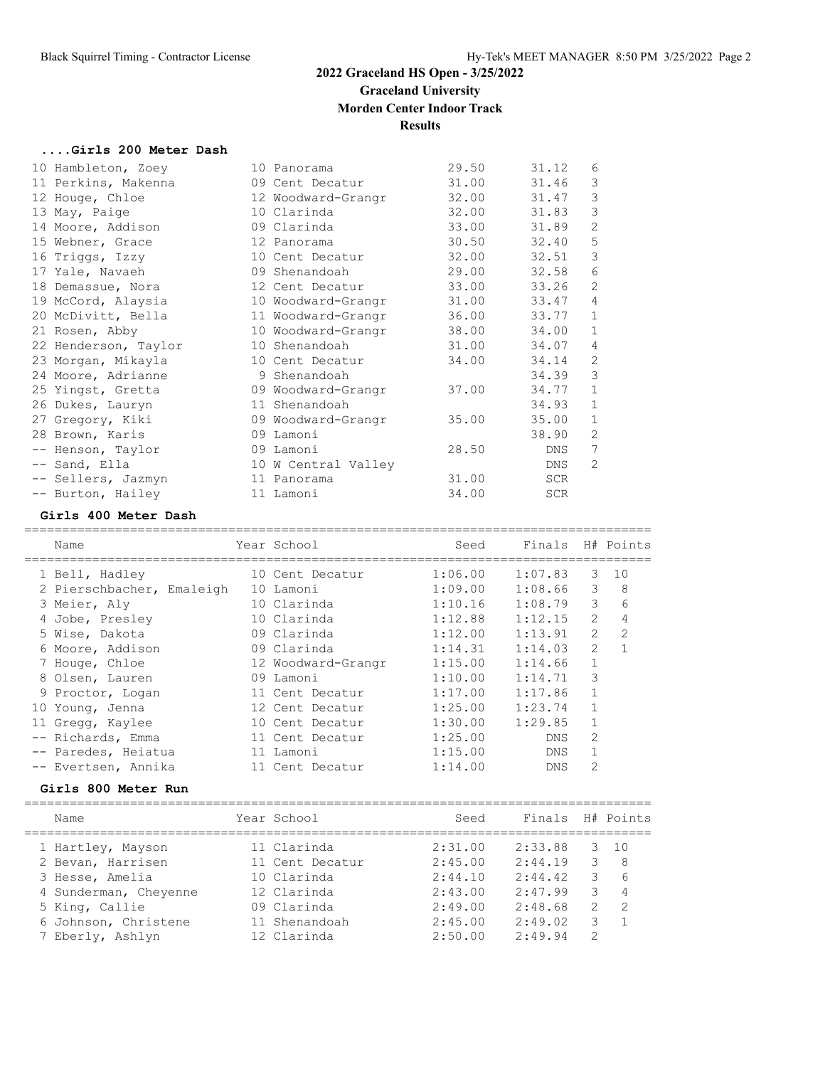# 2022 Graceland HS Open - 3/25/2022

**Graceland University**

**Morden Center Indoor Track**

**Results**

### ....Girls 200 Meter Dash

| | Name | Year | School | Seed | Finals | H# | Points |
|---|---|---|---|---|---|---|---|
| 10 | Hambleton, Zoey | 10 | Panorama | 29.50 | 31.12 | 6 | |
| 11 | Perkins, Makenna | 09 | Cent Decatur | 31.00 | 31.46 | 3 | |
| 12 | Houge, Chloe | 12 | Woodward-Grangr | 32.00 | 31.47 | 3 | |
| 13 | May, Paige | 10 | Clarinda | 32.00 | 31.83 | 3 | |
| 14 | Moore, Addison | 09 | Clarinda | 33.00 | 31.89 | 2 | |
| 15 | Webner, Grace | 12 | Panorama | 30.50 | 32.40 | 5 | |
| 16 | Triggs, Izzy | 10 | Cent Decatur | 32.00 | 32.51 | 3 | |
| 17 | Yale, Navaeh | 09 | Shenandoah | 29.00 | 32.58 | 6 | |
| 18 | Demassue, Nora | 12 | Cent Decatur | 33.00 | 33.26 | 2 | |
| 19 | McCord, Alaysia | 10 | Woodward-Grangr | 31.00 | 33.47 | 4 | |
| 20 | McDivitt, Bella | 11 | Woodward-Grangr | 36.00 | 33.77 | 1 | |
| 21 | Rosen, Abby | 10 | Woodward-Grangr | 38.00 | 34.00 | 1 | |
| 22 | Henderson, Taylor | 10 | Shenandoah | 31.00 | 34.07 | 4 | |
| 23 | Morgan, Mikayla | 10 | Cent Decatur | 34.00 | 34.14 | 2 | |
| 24 | Moore, Adrianne | 9 | Shenandoah | | 34.39 | 3 | |
| 25 | Yingst, Gretta | 09 | Woodward-Grangr | 37.00 | 34.77 | 1 | |
| 26 | Dukes, Lauryn | 11 | Shenandoah | | 34.93 | 1 | |
| 27 | Gregory, Kiki | 09 | Woodward-Grangr | 35.00 | 35.00 | 1 | |
| 28 | Brown, Karis | 09 | Lamoni | | 38.90 | 2 | |
| -- | Henson, Taylor | 09 | Lamoni | 28.50 | DNS | 7 | |
| -- | Sand, Ella | 10 | W Central Valley | | DNS | 2 | |
| -- | Sellers, Jazmyn | 11 | Panorama | 31.00 | SCR | | |
| -- | Burton, Hailey | 11 | Lamoni | 34.00 | SCR | | |

### Girls 400 Meter Dash

| | Name | Year | School | Seed | Finals | H# | Points |
|---|---|---|---|---|---|---|---|
| 1 | Bell, Hadley | 10 | Cent Decatur | 1:06.00 | 1:07.83 | 3 | 10 |
| 2 | Pierschbacher, Emaleigh | 10 | Lamoni | 1:09.00 | 1:08.66 | 3 | 8 |
| 3 | Meier, Aly | 10 | Clarinda | 1:10.16 | 1:08.79 | 3 | 6 |
| 4 | Jobe, Presley | 10 | Clarinda | 1:12.88 | 1:12.15 | 2 | 4 |
| 5 | Wise, Dakota | 09 | Clarinda | 1:12.00 | 1:13.91 | 2 | 2 |
| 6 | Moore, Addison | 09 | Clarinda | 1:14.31 | 1:14.03 | 2 | 1 |
| 7 | Houge, Chloe | 12 | Woodward-Grangr | 1:15.00 | 1:14.66 | 1 | |
| 8 | Olsen, Lauren | 09 | Lamoni | 1:10.00 | 1:14.71 | 3 | |
| 9 | Proctor, Logan | 11 | Cent Decatur | 1:17.00 | 1:17.86 | 1 | |
| 10 | Young, Jenna | 12 | Cent Decatur | 1:25.00 | 1:23.74 | 1 | |
| 11 | Gregg, Kaylee | 10 | Cent Decatur | 1:30.00 | 1:29.85 | 1 | |
| -- | Richards, Emma | 11 | Cent Decatur | 1:25.00 | DNS | 2 | |
| -- | Paredes, Heiatua | 11 | Lamoni | 1:15.00 | DNS | 1 | |
| -- | Evertsen, Annika | 11 | Cent Decatur | 1:14.00 | DNS | 2 | |

### Girls 800 Meter Run

| | Name | Year | School | Seed | Finals | H# | Points |
|---|---|---|---|---|---|---|---|
| 1 | Hartley, Mayson | 11 | Clarinda | 2:31.00 | 2:33.88 | 3 | 10 |
| 2 | Bevan, Harrisen | 11 | Cent Decatur | 2:45.00 | 2:44.19 | 3 | 8 |
| 3 | Hesse, Amelia | 10 | Clarinda | 2:44.10 | 2:44.42 | 3 | 6 |
| 4 | Sunderman, Cheyenne | 12 | Clarinda | 2:43.00 | 2:47.99 | 3 | 4 |
| 5 | King, Callie | 09 | Clarinda | 2:49.00 | 2:48.68 | 2 | 2 |
| 6 | Johnson, Christene | 11 | Shenandoah | 2:45.00 | 2:49.02 | 3 | 1 |
| 7 | Eberly, Ashlyn | 12 | Clarinda | 2:50.00 | 2:49.94 | 2 | |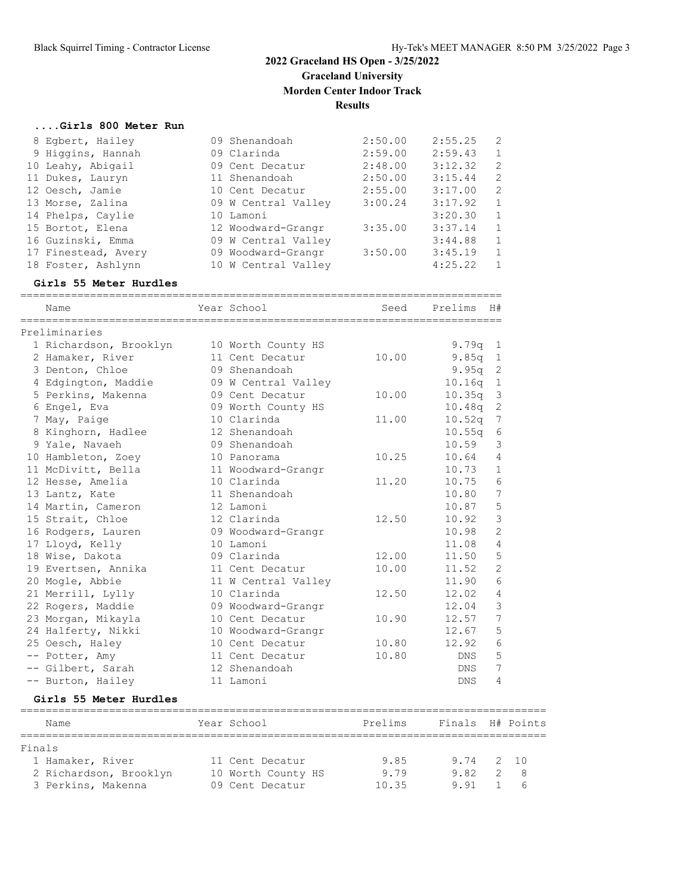# 2022 Graceland HS Open - 3/25/2022

**Graceland University**

**Morden Center Indoor Track**

**Results**

### ....Girls 800 Meter Run

| | Name | Year | School | Seed | Finals | H# |
|---|---|---|---|---|---|---|
| 8 | Egbert, Hailey | 09 | Shenandoah | 2:50.00 | 2:55.25 | 2 |
| 9 | Higgins, Hannah | 09 | Clarinda | 2:59.00 | 2:59.43 | 1 |
| 10 | Leahy, Abigail | 09 | Cent Decatur | 2:48.00 | 3:12.32 | 2 |
| 11 | Dukes, Lauryn | 11 | Shenandoah | 2:50.00 | 3:15.44 | 2 |
| 12 | Oesch, Jamie | 10 | Cent Decatur | 2:55.00 | 3:17.00 | 2 |
| 13 | Morse, Zalina | 09 | W Central Valley | 3:00.24 | 3:17.92 | 1 |
| 14 | Phelps, Caylie | 10 | Lamoni | | 3:20.30 | 1 |
| 15 | Bortot, Elena | 12 | Woodward-Grangr | 3:35.00 | 3:37.14 | 1 |
| 16 | Guzinski, Emma | 09 | W Central Valley | | 3:44.88 | 1 |
| 17 | Finestead, Avery | 09 | Woodward-Grangr | 3:50.00 | 3:45.19 | 1 |
| 18 | Foster, Ashlynn | 10 | W Central Valley | | 4:25.22 | 1 |

### Girls 55 Meter Hurdles

Preliminaries

| | Name | Year | School | Seed | Prelims | H# |
|---|---|---|---|---|---|---|
| 1 | Richardson, Brooklyn | 10 | Worth County HS | | 9.79q | 1 |
| 2 | Hamaker, River | 11 | Cent Decatur | 10.00 | 9.85q | 1 |
| 3 | Denton, Chloe | 09 | Shenandoah | | 9.95q | 2 |
| 4 | Edgington, Maddie | 09 | W Central Valley | | 10.16q | 1 |
| 5 | Perkins, Makenna | 09 | Cent Decatur | 10.00 | 10.35q | 3 |
| 6 | Engel, Eva | 09 | Worth County HS | | 10.48q | 2 |
| 7 | May, Paige | 10 | Clarinda | 11.00 | 10.52q | 7 |
| 8 | Kinghorn, Hadlee | 12 | Shenandoah | | 10.55q | 6 |
| 9 | Yale, Navaeh | 09 | Shenandoah | | 10.59 | 3 |
| 10 | Hambleton, Zoey | 10 | Panorama | 10.25 | 10.64 | 4 |
| 11 | McDivitt, Bella | 11 | Woodward-Grangr | | 10.73 | 1 |
| 12 | Hesse, Amelia | 10 | Clarinda | 11.20 | 10.75 | 6 |
| 13 | Lantz, Kate | 11 | Shenandoah | | 10.80 | 7 |
| 14 | Martin, Cameron | 12 | Lamoni | | 10.87 | 5 |
| 15 | Strait, Chloe | 12 | Clarinda | 12.50 | 10.92 | 3 |
| 16 | Rodgers, Lauren | 09 | Woodward-Grangr | | 10.98 | 2 |
| 17 | Lloyd, Kelly | 10 | Lamoni | | 11.08 | 4 |
| 18 | Wise, Dakota | 09 | Clarinda | 12.00 | 11.50 | 5 |
| 19 | Evertsen, Annika | 11 | Cent Decatur | 10.00 | 11.52 | 2 |
| 20 | Mogle, Abbie | 11 | W Central Valley | | 11.90 | 6 |
| 21 | Merrill, Lylly | 10 | Clarinda | 12.50 | 12.02 | 4 |
| 22 | Rogers, Maddie | 09 | Woodward-Grangr | | 12.04 | 3 |
| 23 | Morgan, Mikayla | 10 | Cent Decatur | 10.90 | 12.57 | 7 |
| 24 | Halferty, Nikki | 10 | Woodward-Grangr | | 12.67 | 5 |
| 25 | Oesch, Haley | 10 | Cent Decatur | 10.80 | 12.92 | 6 |
| -- | Potter, Amy | 11 | Cent Decatur | 10.80 | DNS | 5 |
| -- | Gilbert, Sarah | 12 | Shenandoah | | DNS | 7 |
| -- | Burton, Hailey | 11 | Lamoni | | DNS | 4 |

### Girls 55 Meter Hurdles

Finals

| | Name | Year | School | Prelims | Finals | H# | Points |
|---|---|---|---|---|---|---|---|
| 1 | Hamaker, River | 11 | Cent Decatur | 9.85 | 9.74 | 2 | 10 |
| 2 | Richardson, Brooklyn | 10 | Worth County HS | 9.79 | 9.82 | 2 | 8 |
| 3 | Perkins, Makenna | 09 | Cent Decatur | 10.35 | 9.91 | 1 | 6 |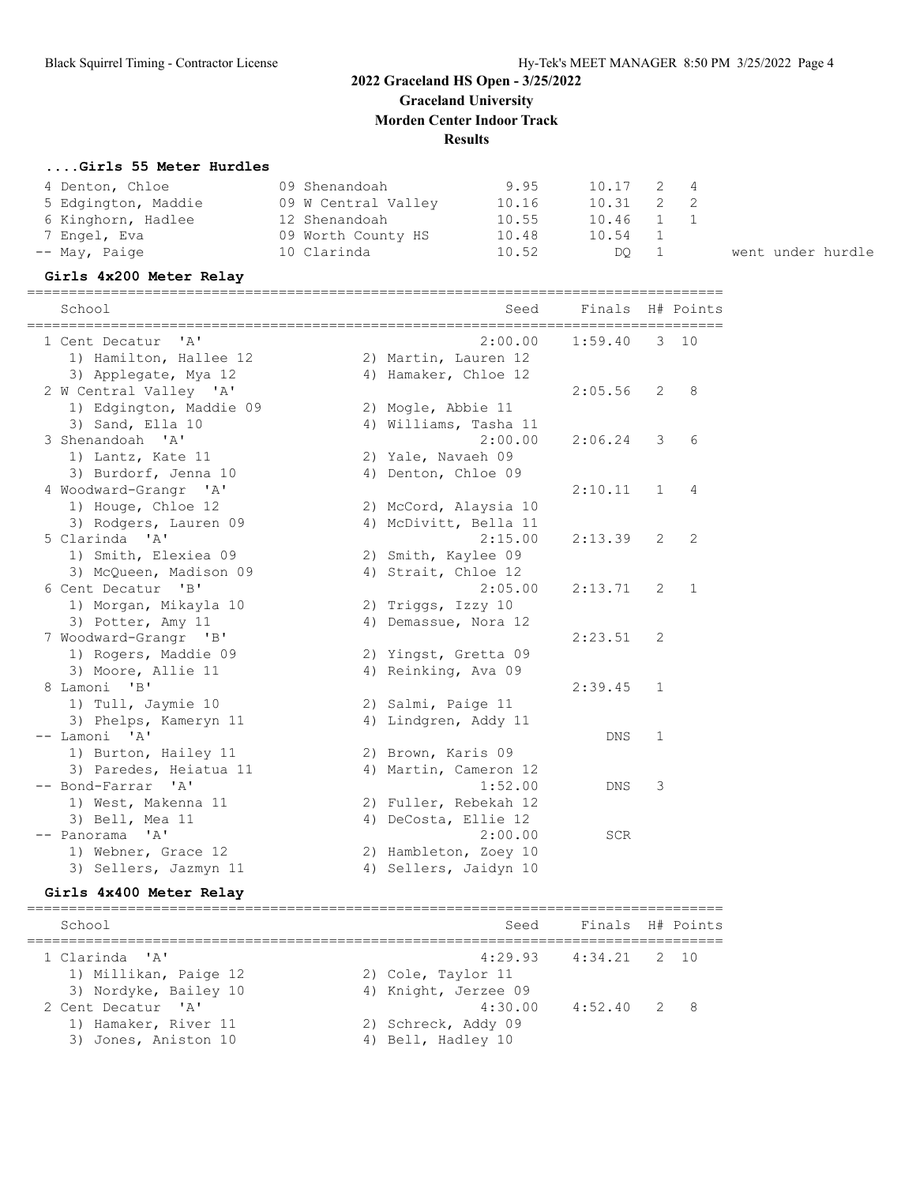# 2022 Graceland HS Open - 3/25/2022

## Graceland University

## Morden Center Indoor Track

## Results

### ....Girls 55 Meter Hurdles

| | | | | | | | |
|---|---|---|---|---|---|---|---|
| 4 | Denton, Chloe | 09 Shenandoah | 9.95 | 10.17 | 2 | 4 | |
| 5 | Edgington, Maddie | 09 W Central Valley | 10.16 | 10.31 | 2 | 2 | |
| 6 | Kinghorn, Hadlee | 12 Shenandoah | 10.55 | 10.46 | 1 | 1 | |
| 7 | Engel, Eva | 09 Worth County HS | 10.48 | 10.54 | 1 | | |
| -- | May, Paige | 10 Clarinda | 10.52 | DQ | 1 | | went under hurdle |

### Girls 4x200 Meter Relay

| | School | Seed | Finals | H# | Points |
|---|---|---|---|---|---|
| 1 | Cent Decatur 'A' | 2:00.00 | 1:59.40 | 3 | 10 |
| | 1) Hamilton, Hallee 12; 2) Martin, Lauren 12; 3) Applegate, Mya 12; 4) Hamaker, Chloe 12 | | | | |
| 2 | W Central Valley 'A' | | 2:05.56 | 2 | 8 |
| | 1) Edgington, Maddie 09; 2) Mogle, Abbie 11; 3) Sand, Ella 10; 4) Williams, Tasha 11 | | | | |
| 3 | Shenandoah 'A' | 2:00.00 | 2:06.24 | 3 | 6 |
| | 1) Lantz, Kate 11; 2) Yale, Navaeh 09; 3) Burdorf, Jenna 10; 4) Denton, Chloe 09 | | | | |
| 4 | Woodward-Grangr 'A' | | 2:10.11 | 1 | 4 |
| | 1) Houge, Chloe 12; 2) McCord, Alaysia 10; 3) Rodgers, Lauren 09; 4) McDivitt, Bella 11 | | | | |
| 5 | Clarinda 'A' | 2:15.00 | 2:13.39 | 2 | 2 |
| | 1) Smith, Elexiea 09; 2) Smith, Kaylee 09; 3) McQueen, Madison 09; 4) Strait, Chloe 12 | | | | |
| 6 | Cent Decatur 'B' | 2:05.00 | 2:13.71 | 2 | 1 |
| | 1) Morgan, Mikayla 10; 2) Triggs, Izzy 10; 3) Potter, Amy 11; 4) Demassue, Nora 12 | | | | |
| 7 | Woodward-Grangr 'B' | | 2:23.51 | 2 | |
| | 1) Rogers, Maddie 09; 2) Yingst, Gretta 09; 3) Moore, Allie 11; 4) Reinking, Ava 09 | | | | |
| 8 | Lamoni 'B' | | 2:39.45 | 1 | |
| | 1) Tull, Jaymie 10; 2) Salmi, Paige 11; 3) Phelps, Kameryn 11; 4) Lindgren, Addy 11 | | | | |
| -- | Lamoni 'A' | | DNS | 1 | |
| | 1) Burton, Hailey 11; 2) Brown, Karis 09; 3) Paredes, Heiatua 11; 4) Martin, Cameron 12 | | | | |
| -- | Bond-Farrar 'A' | 1:52.00 | DNS | 3 | |
| | 1) West, Makenna 11; 2) Fuller, Rebekah 12; 3) Bell, Mea 11; 4) DeCosta, Ellie 12 | | | | |
| -- | Panorama 'A' | 2:00.00 | SCR | | |
| | 1) Webner, Grace 12; 2) Hambleton, Zoey 10; 3) Sellers, Jazmyn 11; 4) Sellers, Jaidyn 10 | | | | |

### Girls 4x400 Meter Relay

| | School | Seed | Finals | H# | Points |
|---|---|---|---|---|---|
| 1 | Clarinda 'A' | 4:29.93 | 4:34.21 | 2 | 10 |
| | 1) Millikan, Paige 12; 2) Cole, Taylor 11; 3) Nordyke, Bailey 10; 4) Knight, Jerzee 09 | | | | |
| 2 | Cent Decatur 'A' | 4:30.00 | 4:52.40 | 2 | 8 |
| | 1) Hamaker, River 11; 2) Schreck, Addy 09; 3) Jones, Aniston 10; 4) Bell, Hadley 10 | | | | |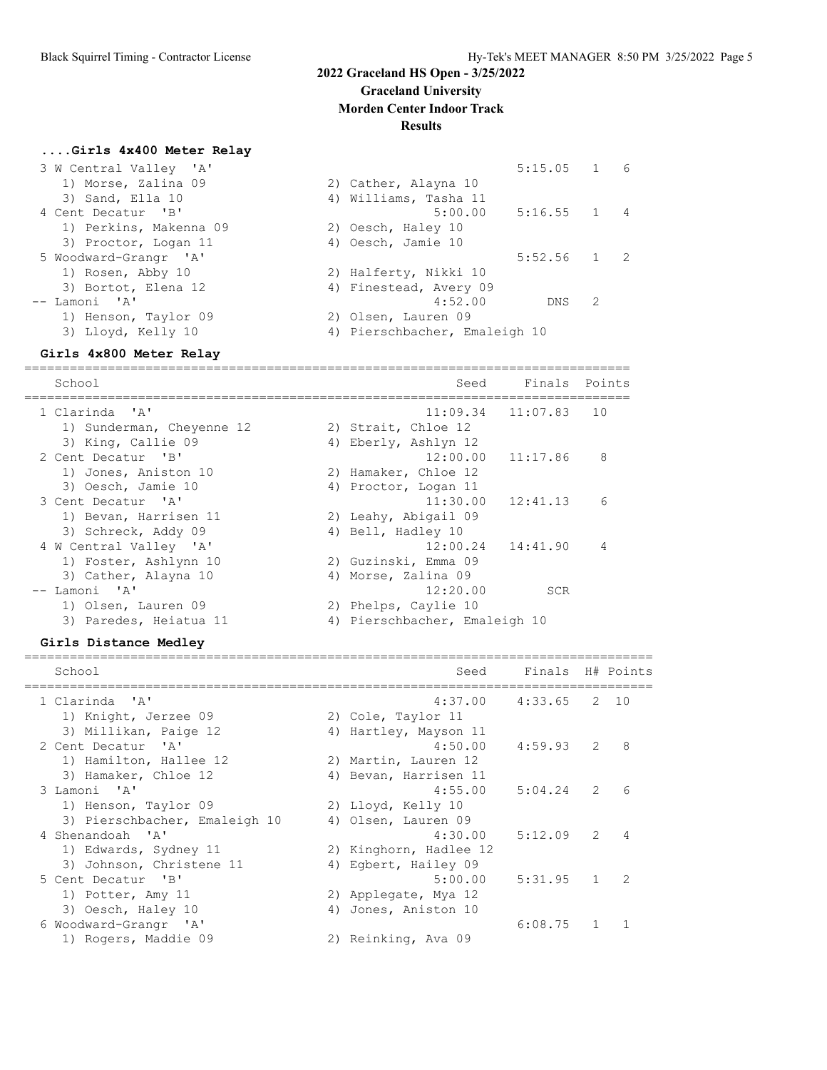## 2022 Graceland HS Open - 3/25/2022

**Graceland University**

**Morden Center Indoor Track**

**Results**

### ....Girls 4x400 Meter Relay

| | | Seed | Finals | H# | Points |
|---|---|---|---|---|---|
| 3 W Central Valley 'A' | | | 5:15.05 | 1 | 6 |
| 1) Morse, Zalina 09 | 2) Cather, Alayna 10 | | | | |
| 3) Sand, Ella 10 | 4) Williams, Tasha 11 | | | | |
| 4 Cent Decatur 'B' | | 5:00.00 | 5:16.55 | 1 | 4 |
| 1) Perkins, Makenna 09 | 2) Oesch, Haley 10 | | | | |
| 3) Proctor, Logan 11 | 4) Oesch, Jamie 10 | | | | |
| 5 Woodward-Grangr 'A' | | | 5:52.56 | 1 | 2 |
| 1) Rosen, Abby 10 | 2) Halferty, Nikki 10 | | | | |
| 3) Bortot, Elena 12 | 4) Finestead, Avery 09 | | | | |
| -- Lamoni 'A' | | 4:52.00 | DNS | 2 | |
| 1) Henson, Taylor 09 | 2) Olsen, Lauren 09 | | | | |
| 3) Lloyd, Kelly 10 | 4) Pierschbacher, Emaleigh 10 | | | | |

### Girls 4x800 Meter Relay

| School | | Seed | Finals | Points |
|---|---|---|---|---|
| 1 Clarinda 'A' | | 11:09.34 | 11:07.83 | 10 |
| 1) Sunderman, Cheyenne 12 | 2) Strait, Chloe 12 | | | |
| 3) King, Callie 09 | 4) Eberly, Ashlyn 12 | | | |
| 2 Cent Decatur 'B' | | 12:00.00 | 11:17.86 | 8 |
| 1) Jones, Aniston 10 | 2) Hamaker, Chloe 12 | | | |
| 3) Oesch, Jamie 10 | 4) Proctor, Logan 11 | | | |
| 3 Cent Decatur 'A' | | 11:30.00 | 12:41.13 | 6 |
| 1) Bevan, Harrisen 11 | 2) Leahy, Abigail 09 | | | |
| 3) Schreck, Addy 09 | 4) Bell, Hadley 10 | | | |
| 4 W Central Valley 'A' | | 12:00.24 | 14:41.90 | 4 |
| 1) Foster, Ashlynn 10 | 2) Guzinski, Emma 09 | | | |
| 3) Cather, Alayna 10 | 4) Morse, Zalina 09 | | | |
| -- Lamoni 'A' | | 12:20.00 | SCR | |
| 1) Olsen, Lauren 09 | 2) Phelps, Caylie 10 | | | |
| 3) Paredes, Heiatua 11 | 4) Pierschbacher, Emaleigh 10 | | | |

### Girls Distance Medley

| School | | Seed | Finals | H# | Points |
|---|---|---|---|---|---|
| 1 Clarinda 'A' | | 4:37.00 | 4:33.65 | 2 | 10 |
| 1) Knight, Jerzee 09 | 2) Cole, Taylor 11 | | | | |
| 3) Millikan, Paige 12 | 4) Hartley, Mayson 11 | | | | |
| 2 Cent Decatur 'A' | | 4:50.00 | 4:59.93 | 2 | 8 |
| 1) Hamilton, Hallee 12 | 2) Martin, Lauren 12 | | | | |
| 3) Hamaker, Chloe 12 | 4) Bevan, Harrisen 11 | | | | |
| 3 Lamoni 'A' | | 4:55.00 | 5:04.24 | 2 | 6 |
| 1) Henson, Taylor 09 | 2) Lloyd, Kelly 10 | | | | |
| 3) Pierschbacher, Emaleigh 10 | 4) Olsen, Lauren 09 | | | | |
| 4 Shenandoah 'A' | | 4:30.00 | 5:12.09 | 2 | 4 |
| 1) Edwards, Sydney 11 | 2) Kinghorn, Hadlee 12 | | | | |
| 3) Johnson, Christene 11 | 4) Egbert, Hailey 09 | | | | |
| 5 Cent Decatur 'B' | | 5:00.00 | 5:31.95 | 1 | 2 |
| 1) Potter, Amy 11 | 2) Applegate, Mya 12 | | | | |
| 3) Oesch, Haley 10 | 4) Jones, Aniston 10 | | | | |
| 6 Woodward-Grangr 'A' | | | 6:08.75 | 1 | 1 |
| 1) Rogers, Maddie 09 | 2) Reinking, Ava 09 | | | | |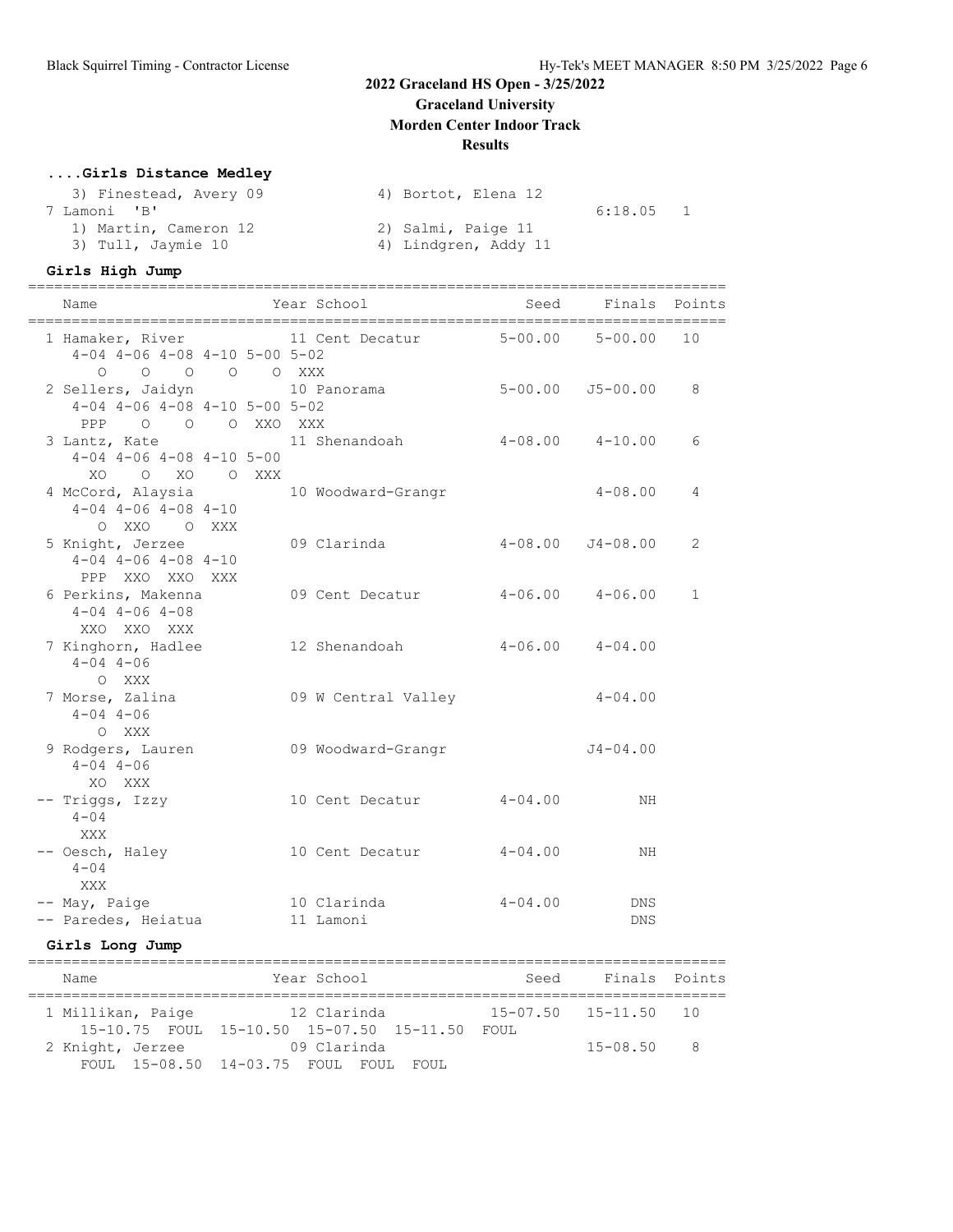# 2022 Graceland HS Open - 3/25/2022

## Graceland University

## Morden Center Indoor Track

## Results

### ....Girls Distance Medley

| | | | |
|---|---|---|---|
| 3) Finestead, Avery 09 | 4) Bortot, Elena 12 | | |
| 7 Lamoni 'B' | | 6:18.05 | 1 |
| 1) Martin, Cameron 12 | 2) Salmi, Paige 11 | | |
| 3) Tull, Jaymie 10 | 4) Lindgren, Addy 11 | | |

### Girls High Jump

| Name | Year | School | Seed | Finals | Points |
|---|---|---|---|---|---|
| 1 Hamaker, River | 11 | Cent Decatur | 5-00.00 | 5-00.00 | 10 |
| 4-04 4-06 4-08 4-10 5-00 5-02 | | | | | |
| O O O O O XXX | | | | | |
| 2 Sellers, Jaidyn | 10 | Panorama | 5-00.00 | J5-00.00 | 8 |
| 4-04 4-06 4-08 4-10 5-00 5-02 | | | | | |
| PPP O O O XXO XXX | | | | | |
| 3 Lantz, Kate | 11 | Shenandoah | 4-08.00 | 4-10.00 | 6 |
| 4-04 4-06 4-08 4-10 5-00 | | | | | |
| XO O XO O XXX | | | | | |
| 4 McCord, Alaysia | 10 | Woodward-Grangr | | 4-08.00 | 4 |
| 4-04 4-06 4-08 4-10 | | | | | |
| O XXO O XXX | | | | | |
| 5 Knight, Jerzee | 09 | Clarinda | 4-08.00 | J4-08.00 | 2 |
| 4-04 4-06 4-08 4-10 | | | | | |
| PPP XXO XXO XXX | | | | | |
| 6 Perkins, Makenna | 09 | Cent Decatur | 4-06.00 | 4-06.00 | 1 |
| 4-04 4-06 4-08 | | | | | |
| XXO XXO XXX | | | | | |
| 7 Kinghorn, Hadlee | 12 | Shenandoah | 4-06.00 | 4-04.00 | |
| 4-04 4-06 | | | | | |
| O XXX | | | | | |
| 7 Morse, Zalina | 09 | W Central Valley | | 4-04.00 | |
| 4-04 4-06 | | | | | |
| O XXX | | | | | |
| 9 Rodgers, Lauren | 09 | Woodward-Grangr | | J4-04.00 | |
| 4-04 4-06 | | | | | |
| XO XXX | | | | | |
| -- Triggs, Izzy | 10 | Cent Decatur | 4-04.00 | NH | |
| 4-04 | | | | | |
| XXX | | | | | |
| -- Oesch, Haley | 10 | Cent Decatur | 4-04.00 | NH | |
| 4-04 | | | | | |
| XXX | | | | | |
| -- May, Paige | 10 | Clarinda | 4-04.00 | DNS | |
| -- Paredes, Heiatua | 11 | Lamoni | | DNS | |

### Girls Long Jump

| Name | Year | School | Seed | Finals | Points |
|---|---|---|---|---|---|
| 1 Millikan, Paige | 12 | Clarinda | 15-07.50 | 15-11.50 | 10 |
| 15-10.75 FOUL 15-10.50 15-07.50 15-11.50 FOUL | | | | | |
| 2 Knight, Jerzee | 09 | Clarinda | | 15-08.50 | 8 |
| FOUL 15-08.50 14-03.75 FOUL FOUL FOUL | | | | | |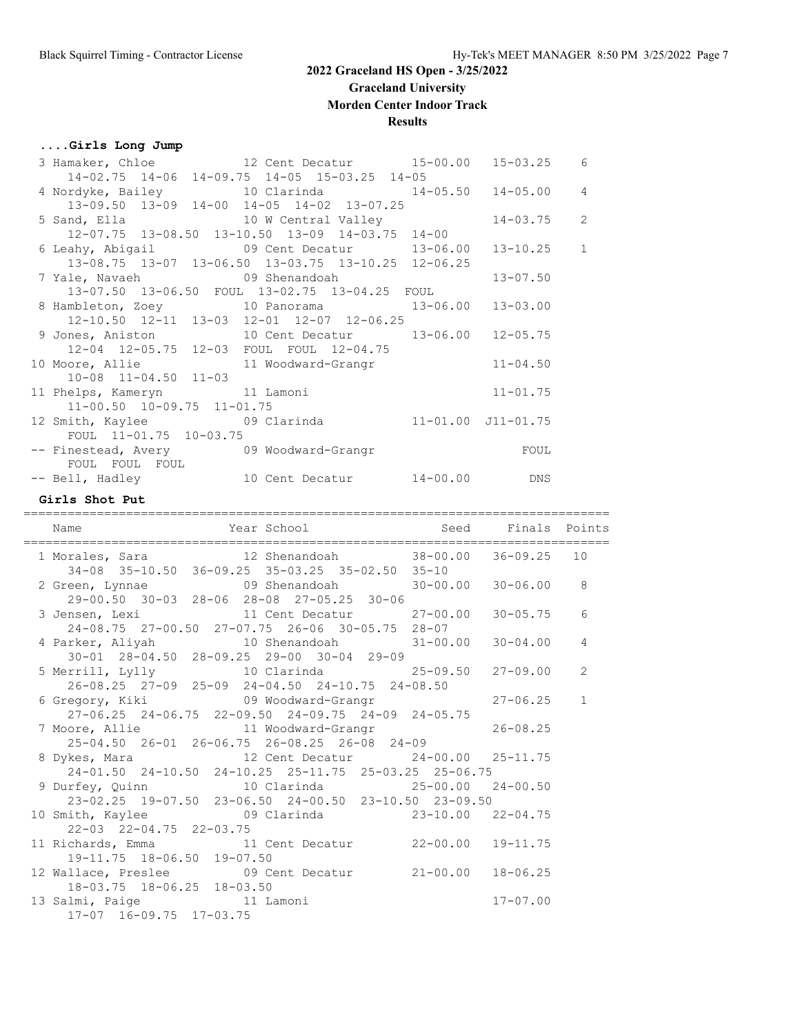# 2022 Graceland HS Open - 3/25/2022

## Graceland University

## Morden Center Indoor Track

## Results

### ....Girls Long Jump

| Place | Name | Year | School | Seed | Finals | Points |
|---|---|---|---|---|---|---|
| 3 | Hamaker, Chloe | 12 | Cent Decatur | 15-00.00 | 15-03.25 | 6 |
| | 14-02.75 14-06 14-09.75 14-05 15-03.25 14-05 | | | | | |
| 4 | Nordyke, Bailey | 10 | Clarinda | 14-05.50 | 14-05.00 | 4 |
| | 13-09.50 13-09 14-00 14-05 14-02 13-07.25 | | | | | |
| 5 | Sand, Ella | 10 | W Central Valley | | 14-03.75 | 2 |
| | 12-07.75 13-08.50 13-10.50 13-09 14-03.75 14-00 | | | | | |
| 6 | Leahy, Abigail | 09 | Cent Decatur | 13-06.00 | 13-10.25 | 1 |
| | 13-08.75 13-07 13-06.50 13-03.75 13-10.25 12-06.25 | | | | | |
| 7 | Yale, Navaeh | 09 | Shenandoah | | 13-07.50 | |
| | 13-07.50 13-06.50 FOUL 13-02.75 13-04.25 FOUL | | | | | |
| 8 | Hambleton, Zoey | 10 | Panorama | 13-06.00 | 13-03.00 | |
| | 12-10.50 12-11 13-03 12-01 12-07 12-06.25 | | | | | |
| 9 | Jones, Aniston | 10 | Cent Decatur | 13-06.00 | 12-05.75 | |
| | 12-04 12-05.75 12-03 FOUL FOUL 12-04.75 | | | | | |
| 10 | Moore, Allie | 11 | Woodward-Grangr | | 11-04.50 | |
| | 10-08 11-04.50 11-03 | | | | | |
| 11 | Phelps, Kameryn | 11 | Lamoni | | 11-01.75 | |
| | 11-00.50 10-09.75 11-01.75 | | | | | |
| 12 | Smith, Kaylee | 09 | Clarinda | 11-01.00 | J11-01.75 | |
| | FOUL 11-01.75 10-03.75 | | | | | |
| -- | Finestead, Avery | 09 | Woodward-Grangr | | FOUL | |
| | FOUL FOUL FOUL | | | | | |
| -- | Bell, Hadley | 10 | Cent Decatur | 14-00.00 | DNS | |

### Girls Shot Put

| Place | Name | Year | School | Seed | Finals | Points |
|---|---|---|---|---|---|---|
| 1 | Morales, Sara | 12 | Shenandoah | 38-00.00 | 36-09.25 | 10 |
| | 34-08 35-10.50 36-09.25 35-03.25 35-02.50 35-10 | | | | | |
| 2 | Green, Lynnae | 09 | Shenandoah | 30-00.00 | 30-06.00 | 8 |
| | 29-00.50 30-03 28-06 28-08 27-05.25 30-06 | | | | | |
| 3 | Jensen, Lexi | 11 | Cent Decatur | 27-00.00 | 30-05.75 | 6 |
| | 24-08.75 27-00.50 27-07.75 26-06 30-05.75 28-07 | | | | | |
| 4 | Parker, Aliyah | 10 | Shenandoah | 31-00.00 | 30-04.00 | 4 |
| | 30-01 28-04.50 28-09.25 29-00 30-04 29-09 | | | | | |
| 5 | Merrill, Lylly | 10 | Clarinda | 25-09.50 | 27-09.00 | 2 |
| | 26-08.25 27-09 25-09 24-04.50 24-10.75 24-08.50 | | | | | |
| 6 | Gregory, Kiki | 09 | Woodward-Grangr | | 27-06.25 | 1 |
| | 27-06.25 24-06.75 22-09.50 24-09.75 24-09 24-05.75 | | | | | |
| 7 | Moore, Allie | 11 | Woodward-Grangr | | 26-08.25 | |
| | 25-04.50 26-01 26-06.75 26-08.25 26-08 24-09 | | | | | |
| 8 | Dykes, Mara | 12 | Cent Decatur | 24-00.00 | 25-11.75 | |
| | 24-01.50 24-10.50 24-10.25 25-11.75 25-03.25 25-06.75 | | | | | |
| 9 | Durfey, Quinn | 10 | Clarinda | 25-00.00 | 24-00.50 | |
| | 23-02.25 19-07.50 23-06.50 24-00.50 23-10.50 23-09.50 | | | | | |
| 10 | Smith, Kaylee | 09 | Clarinda | 23-10.00 | 22-04.75 | |
| | 22-03 22-04.75 22-03.75 | | | | | |
| 11 | Richards, Emma | 11 | Cent Decatur | 22-00.00 | 19-11.75 | |
| | 19-11.75 18-06.50 19-07.50 | | | | | |
| 12 | Wallace, Preslee | 09 | Cent Decatur | 21-00.00 | 18-06.25 | |
| | 18-03.75 18-06.25 18-03.50 | | | | | |
| 13 | Salmi, Paige | 11 | Lamoni | | 17-07.00 | |
| | 17-07 16-09.75 17-03.75 | | | | | |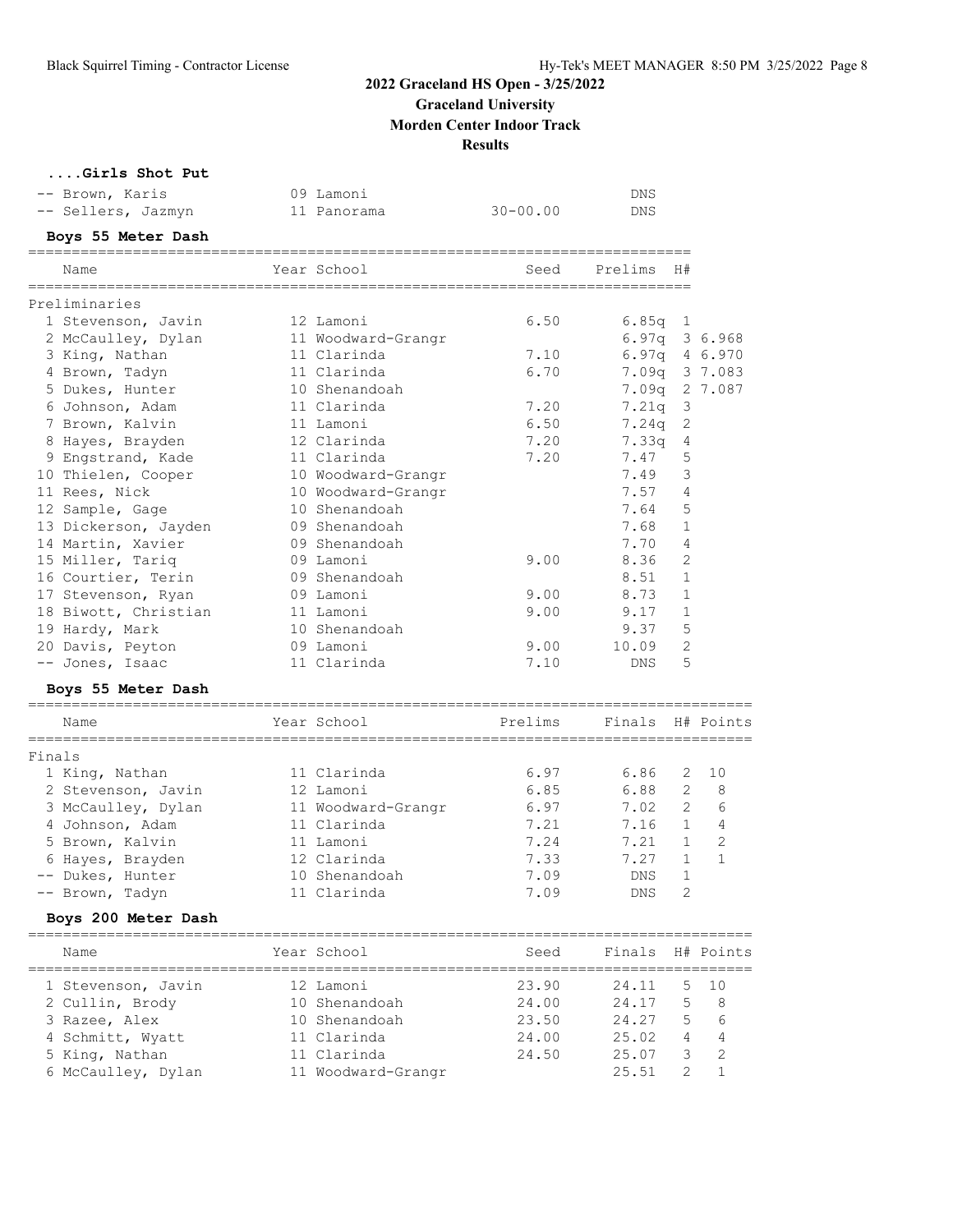# 2022 Graceland HS Open - 3/25/2022

**Graceland University**

**Morden Center Indoor Track**

**Results**

### ....Girls Shot Put

| Place | Name | Year | School | Seed | Finals |
|---|---|---|---|---|---|
| -- | Brown, Karis | 09 | Lamoni | | DNS |
| -- | Sellers, Jazmyn | 11 | Panorama | 30-00.00 | DNS |

### Boys 55 Meter Dash

Preliminaries

| Place | Name | Year | School | Seed | Prelims | H# | |
|---|---|---|---|---|---|---|---|
| 1 | Stevenson, Javin | 12 | Lamoni | 6.50 | 6.85q | 1 | |
| 2 | McCaulley, Dylan | 11 | Woodward-Grangr | | 6.97q | 3 | 6.968 |
| 3 | King, Nathan | 11 | Clarinda | 7.10 | 6.97q | 4 | 6.970 |
| 4 | Brown, Tadyn | 11 | Clarinda | 6.70 | 7.09q | 3 | 7.083 |
| 5 | Dukes, Hunter | 10 | Shenandoah | | 7.09q | 2 | 7.087 |
| 6 | Johnson, Adam | 11 | Clarinda | 7.20 | 7.21q | 3 | |
| 7 | Brown, Kalvin | 11 | Lamoni | 6.50 | 7.24q | 2 | |
| 8 | Hayes, Brayden | 12 | Clarinda | 7.20 | 7.33q | 4 | |
| 9 | Engstrand, Kade | 11 | Clarinda | 7.20 | 7.47 | 5 | |
| 10 | Thielen, Cooper | 10 | Woodward-Grangr | | 7.49 | 3 | |
| 11 | Rees, Nick | 10 | Woodward-Grangr | | 7.57 | 4 | |
| 12 | Sample, Gage | 10 | Shenandoah | | 7.64 | 5 | |
| 13 | Dickerson, Jayden | 09 | Shenandoah | | 7.68 | 1 | |
| 14 | Martin, Xavier | 09 | Shenandoah | | 7.70 | 4 | |
| 15 | Miller, Tariq | 09 | Lamoni | 9.00 | 8.36 | 2 | |
| 16 | Courtier, Terin | 09 | Shenandoah | | 8.51 | 1 | |
| 17 | Stevenson, Ryan | 09 | Lamoni | 9.00 | 8.73 | 1 | |
| 18 | Biwott, Christian | 11 | Lamoni | 9.00 | 9.17 | 1 | |
| 19 | Hardy, Mark | 10 | Shenandoah | | 9.37 | 5 | |
| 20 | Davis, Peyton | 09 | Lamoni | 9.00 | 10.09 | 2 | |
| -- | Jones, Isaac | 11 | Clarinda | 7.10 | DNS | 5 | |

### Boys 55 Meter Dash

Finals

| Place | Name | Year | School | Prelims | Finals | H# | Points |
|---|---|---|---|---|---|---|---|
| 1 | King, Nathan | 11 | Clarinda | 6.97 | 6.86 | 2 | 10 |
| 2 | Stevenson, Javin | 12 | Lamoni | 6.85 | 6.88 | 2 | 8 |
| 3 | McCaulley, Dylan | 11 | Woodward-Grangr | 6.97 | 7.02 | 2 | 6 |
| 4 | Johnson, Adam | 11 | Clarinda | 7.21 | 7.16 | 1 | 4 |
| 5 | Brown, Kalvin | 11 | Lamoni | 7.24 | 7.21 | 1 | 2 |
| 6 | Hayes, Brayden | 12 | Clarinda | 7.33 | 7.27 | 1 | 1 |
| -- | Dukes, Hunter | 10 | Shenandoah | 7.09 | DNS | 1 | |
| -- | Brown, Tadyn | 11 | Clarinda | 7.09 | DNS | 2 | |

### Boys 200 Meter Dash

| Place | Name | Year | School | Seed | Finals | H# | Points |
|---|---|---|---|---|---|---|---|
| 1 | Stevenson, Javin | 12 | Lamoni | 23.90 | 24.11 | 5 | 10 |
| 2 | Cullin, Brody | 10 | Shenandoah | 24.00 | 24.17 | 5 | 8 |
| 3 | Razee, Alex | 10 | Shenandoah | 23.50 | 24.27 | 5 | 6 |
| 4 | Schmitt, Wyatt | 11 | Clarinda | 24.00 | 25.02 | 4 | 4 |
| 5 | King, Nathan | 11 | Clarinda | 24.50 | 25.07 | 3 | 2 |
| 6 | McCaulley, Dylan | 11 | Woodward-Grangr | | 25.51 | 2 | 1 |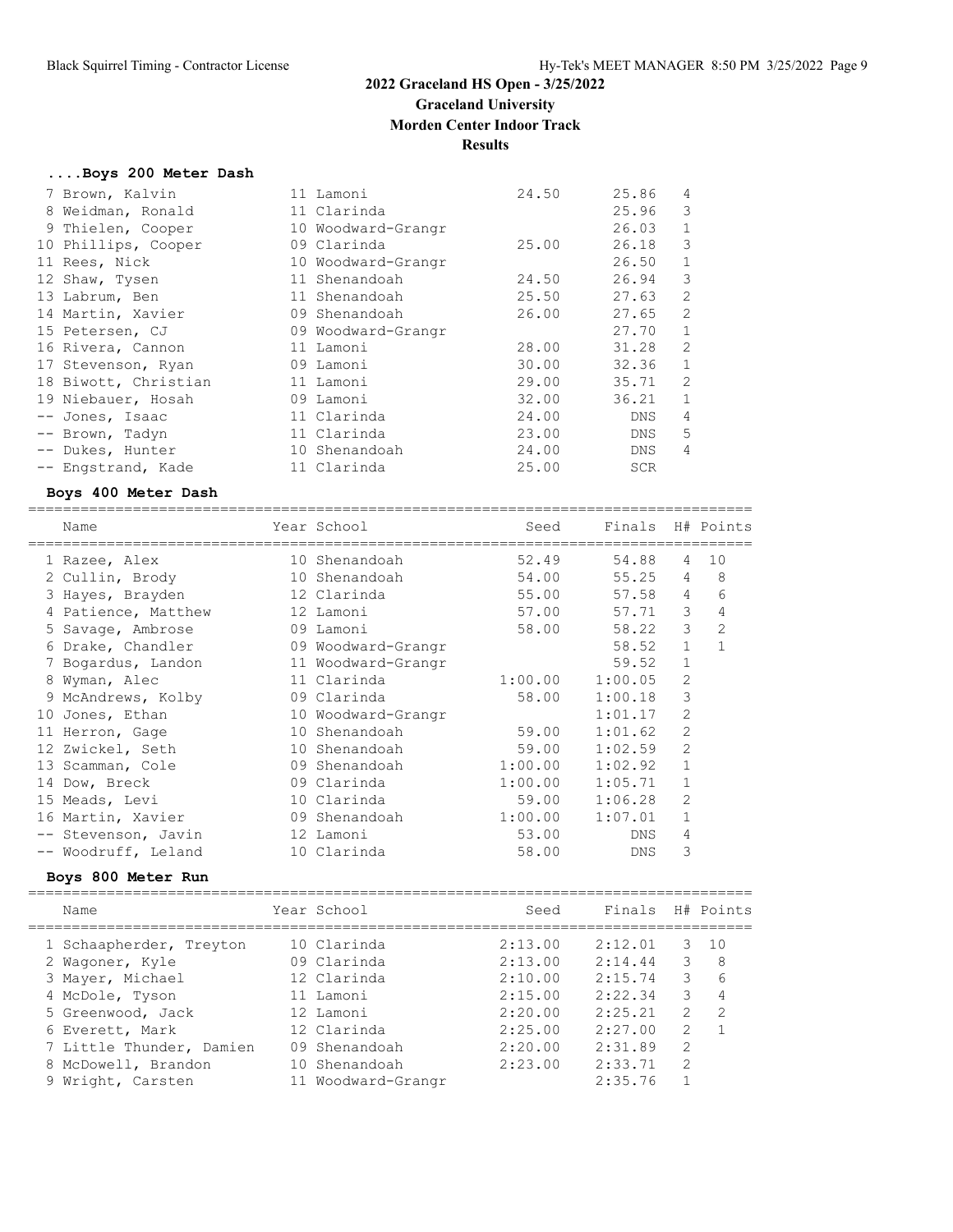## 2022 Graceland HS Open - 3/25/2022

**Graceland University**

**Morden Center Indoor Track**

**Results**

### ....Boys 200 Meter Dash

| | Name | Year | School | Seed | Finals | H# | Points |
|---|---|---|---|---|---|---|---|
| 7 | Brown, Kalvin | 11 | Lamoni | 24.50 | 25.86 | 4 | |
| 8 | Weidman, Ronald | 11 | Clarinda | | 25.96 | 3 | |
| 9 | Thielen, Cooper | 10 | Woodward-Grangr | | 26.03 | 1 | |
| 10 | Phillips, Cooper | 09 | Clarinda | 25.00 | 26.18 | 3 | |
| 11 | Rees, Nick | 10 | Woodward-Grangr | | 26.50 | 1 | |
| 12 | Shaw, Tysen | 11 | Shenandoah | 24.50 | 26.94 | 3 | |
| 13 | Labrum, Ben | 11 | Shenandoah | 25.50 | 27.63 | 2 | |
| 14 | Martin, Xavier | 09 | Shenandoah | 26.00 | 27.65 | 2 | |
| 15 | Petersen, CJ | 09 | Woodward-Grangr | | 27.70 | 1 | |
| 16 | Rivera, Cannon | 11 | Lamoni | 28.00 | 31.28 | 2 | |
| 17 | Stevenson, Ryan | 09 | Lamoni | 30.00 | 32.36 | 1 | |
| 18 | Biwott, Christian | 11 | Lamoni | 29.00 | 35.71 | 2 | |
| 19 | Niebauer, Hosah | 09 | Lamoni | 32.00 | 36.21 | 1 | |
| -- | Jones, Isaac | 11 | Clarinda | 24.00 | DNS | 4 | |
| -- | Brown, Tadyn | 11 | Clarinda | 23.00 | DNS | 5 | |
| -- | Dukes, Hunter | 10 | Shenandoah | 24.00 | DNS | 4 | |
| -- | Engstrand, Kade | 11 | Clarinda | 25.00 | SCR | | |

### Boys 400 Meter Dash

| | Name | Year | School | Seed | Finals | H# | Points |
|---|---|---|---|---|---|---|---|
| 1 | Razee, Alex | 10 | Shenandoah | 52.49 | 54.88 | 4 | 10 |
| 2 | Cullin, Brody | 10 | Shenandoah | 54.00 | 55.25 | 4 | 8 |
| 3 | Hayes, Brayden | 12 | Clarinda | 55.00 | 57.58 | 4 | 6 |
| 4 | Patience, Matthew | 12 | Lamoni | 57.00 | 57.71 | 3 | 4 |
| 5 | Savage, Ambrose | 09 | Lamoni | 58.00 | 58.22 | 3 | 2 |
| 6 | Drake, Chandler | 09 | Woodward-Grangr | | 58.52 | 1 | 1 |
| 7 | Bogardus, Landon | 11 | Woodward-Grangr | | 59.52 | 1 | |
| 8 | Wyman, Alec | 11 | Clarinda | 1:00.00 | 1:00.05 | 2 | |
| 9 | McAndrews, Kolby | 09 | Clarinda | 58.00 | 1:00.18 | 3 | |
| 10 | Jones, Ethan | 10 | Woodward-Grangr | | 1:01.17 | 2 | |
| 11 | Herron, Gage | 10 | Shenandoah | 59.00 | 1:01.62 | 2 | |
| 12 | Zwickel, Seth | 10 | Shenandoah | 59.00 | 1:02.59 | 2 | |
| 13 | Scamman, Cole | 09 | Shenandoah | 1:00.00 | 1:02.92 | 1 | |
| 14 | Dow, Breck | 09 | Clarinda | 1:00.00 | 1:05.71 | 1 | |
| 15 | Meads, Levi | 10 | Clarinda | 59.00 | 1:06.28 | 2 | |
| 16 | Martin, Xavier | 09 | Shenandoah | 1:00.00 | 1:07.01 | 1 | |
| -- | Stevenson, Javin | 12 | Lamoni | 53.00 | DNS | 4 | |
| -- | Woodruff, Leland | 10 | Clarinda | 58.00 | DNS | 3 | |

### Boys 800 Meter Run

| | Name | Year | School | Seed | Finals | H# | Points |
|---|---|---|---|---|---|---|---|
| 1 | Schaapherder, Treyton | 10 | Clarinda | 2:13.00 | 2:12.01 | 3 | 10 |
| 2 | Wagoner, Kyle | 09 | Clarinda | 2:13.00 | 2:14.44 | 3 | 8 |
| 3 | Mayer, Michael | 12 | Clarinda | 2:10.00 | 2:15.74 | 3 | 6 |
| 4 | McDole, Tyson | 11 | Lamoni | 2:15.00 | 2:22.34 | 3 | 4 |
| 5 | Greenwood, Jack | 12 | Lamoni | 2:20.00 | 2:25.21 | 2 | 2 |
| 6 | Everett, Mark | 12 | Clarinda | 2:25.00 | 2:27.00 | 2 | 1 |
| 7 | Little Thunder, Damien | 09 | Shenandoah | 2:20.00 | 2:31.89 | 2 | |
| 8 | McDowell, Brandon | 10 | Shenandoah | 2:23.00 | 2:33.71 | 2 | |
| 9 | Wright, Carsten | 11 | Woodward-Grangr | | 2:35.76 | 1 | |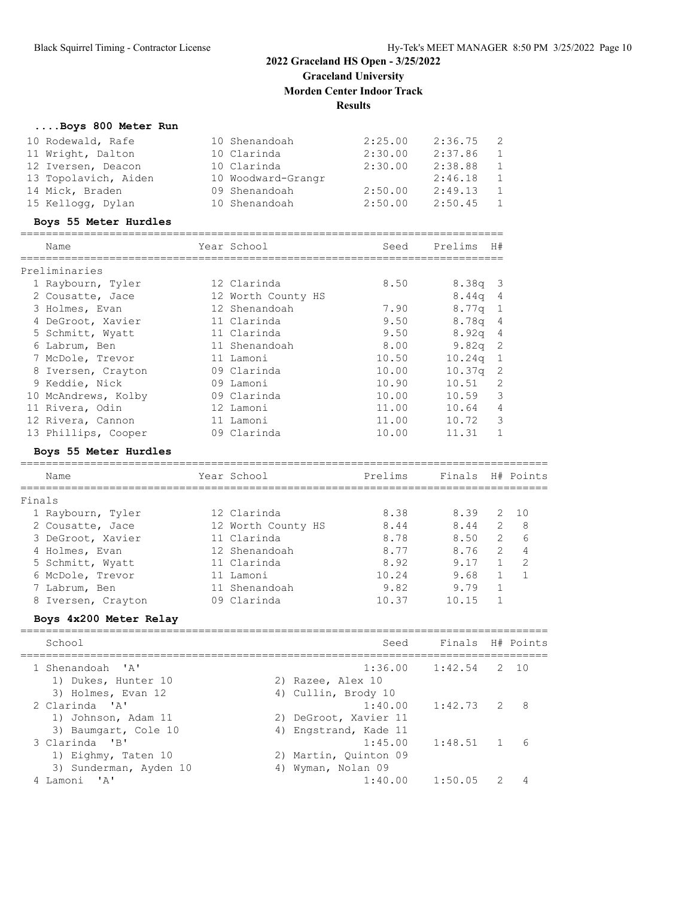## 2022 Graceland HS Open - 3/25/2022

**Graceland University**

**Morden Center Indoor Track**

**Results**

### ....Boys 800 Meter Run

| Place | Name | Year | School | Seed | Finals | H# |
|---|---|---|---|---|---|---|
| 10 | Rodewald, Rafe | 10 | Shenandoah | 2:25.00 | 2:36.75 | 2 |
| 11 | Wright, Dalton | 10 | Clarinda | 2:30.00 | 2:37.86 | 1 |
| 12 | Iversen, Deacon | 10 | Clarinda | 2:30.00 | 2:38.88 | 1 |
| 13 | Topolavich, Aiden | 10 | Woodward-Grangr | | 2:46.18 | 1 |
| 14 | Mick, Braden | 09 | Shenandoah | 2:50.00 | 2:49.13 | 1 |
| 15 | Kellogg, Dylan | 10 | Shenandoah | 2:50.00 | 2:50.45 | 1 |

### Boys 55 Meter Hurdles

Preliminaries

| Place | Name | Year | School | Seed | Prelims | H# |
|---|---|---|---|---|---|---|
| 1 | Raybourn, Tyler | 12 | Clarinda | 8.50 | 8.38q | 3 |
| 2 | Cousatte, Jace | 12 | Worth County HS | | 8.44q | 4 |
| 3 | Holmes, Evan | 12 | Shenandoah | 7.90 | 8.77q | 1 |
| 4 | DeGroot, Xavier | 11 | Clarinda | 9.50 | 8.78q | 4 |
| 5 | Schmitt, Wyatt | 11 | Clarinda | 9.50 | 8.92q | 4 |
| 6 | Labrum, Ben | 11 | Shenandoah | 8.00 | 9.82q | 2 |
| 7 | McDole, Trevor | 11 | Lamoni | 10.50 | 10.24q | 1 |
| 8 | Iversen, Crayton | 09 | Clarinda | 10.00 | 10.37q | 2 |
| 9 | Keddie, Nick | 09 | Lamoni | 10.90 | 10.51 | 2 |
| 10 | McAndrews, Kolby | 09 | Clarinda | 10.00 | 10.59 | 3 |
| 11 | Rivera, Odin | 12 | Lamoni | 11.00 | 10.64 | 4 |
| 12 | Rivera, Cannon | 11 | Lamoni | 11.00 | 10.72 | 3 |
| 13 | Phillips, Cooper | 09 | Clarinda | 10.00 | 11.31 | 1 |

### Boys 55 Meter Hurdles

Finals

| Place | Name | Year | School | Prelims | Finals | H# | Points |
|---|---|---|---|---|---|---|---|
| 1 | Raybourn, Tyler | 12 | Clarinda | 8.38 | 8.39 | 2 | 10 |
| 2 | Cousatte, Jace | 12 | Worth County HS | 8.44 | 8.44 | 2 | 8 |
| 3 | DeGroot, Xavier | 11 | Clarinda | 8.78 | 8.50 | 2 | 6 |
| 4 | Holmes, Evan | 12 | Shenandoah | 8.77 | 8.76 | 2 | 4 |
| 5 | Schmitt, Wyatt | 11 | Clarinda | 8.92 | 9.17 | 1 | 2 |
| 6 | McDole, Trevor | 11 | Lamoni | 10.24 | 9.68 | 1 | 1 |
| 7 | Labrum, Ben | 11 | Shenandoah | 9.82 | 9.79 | 1 | |
| 8 | Iversen, Crayton | 09 | Clarinda | 10.37 | 10.15 | 1 | |

### Boys 4x200 Meter Relay

| Place | School | Seed | Finals | H# | Points |
|---|---|---|---|---|---|
| 1 | Shenandoah 'A' | 1:36.00 | 1:42.54 | 2 | 10 |
| | 1) Dukes, Hunter 10; 2) Razee, Alex 10; 3) Holmes, Evan 12; 4) Cullin, Brody 10 | | | | |
| 2 | Clarinda 'A' | 1:40.00 | 1:42.73 | 2 | 8 |
| | 1) Johnson, Adam 11; 2) DeGroot, Xavier 11; 3) Baumgart, Cole 10; 4) Engstrand, Kade 11 | | | | |
| 3 | Clarinda 'B' | 1:45.00 | 1:48.51 | 1 | 6 |
| | 1) Eighmy, Taten 10; 2) Martin, Quinton 09; 3) Sunderman, Ayden 10; 4) Wyman, Nolan 09 | | | | |
| 4 | Lamoni 'A' | 1:40.00 | 1:50.05 | 2 | 4 |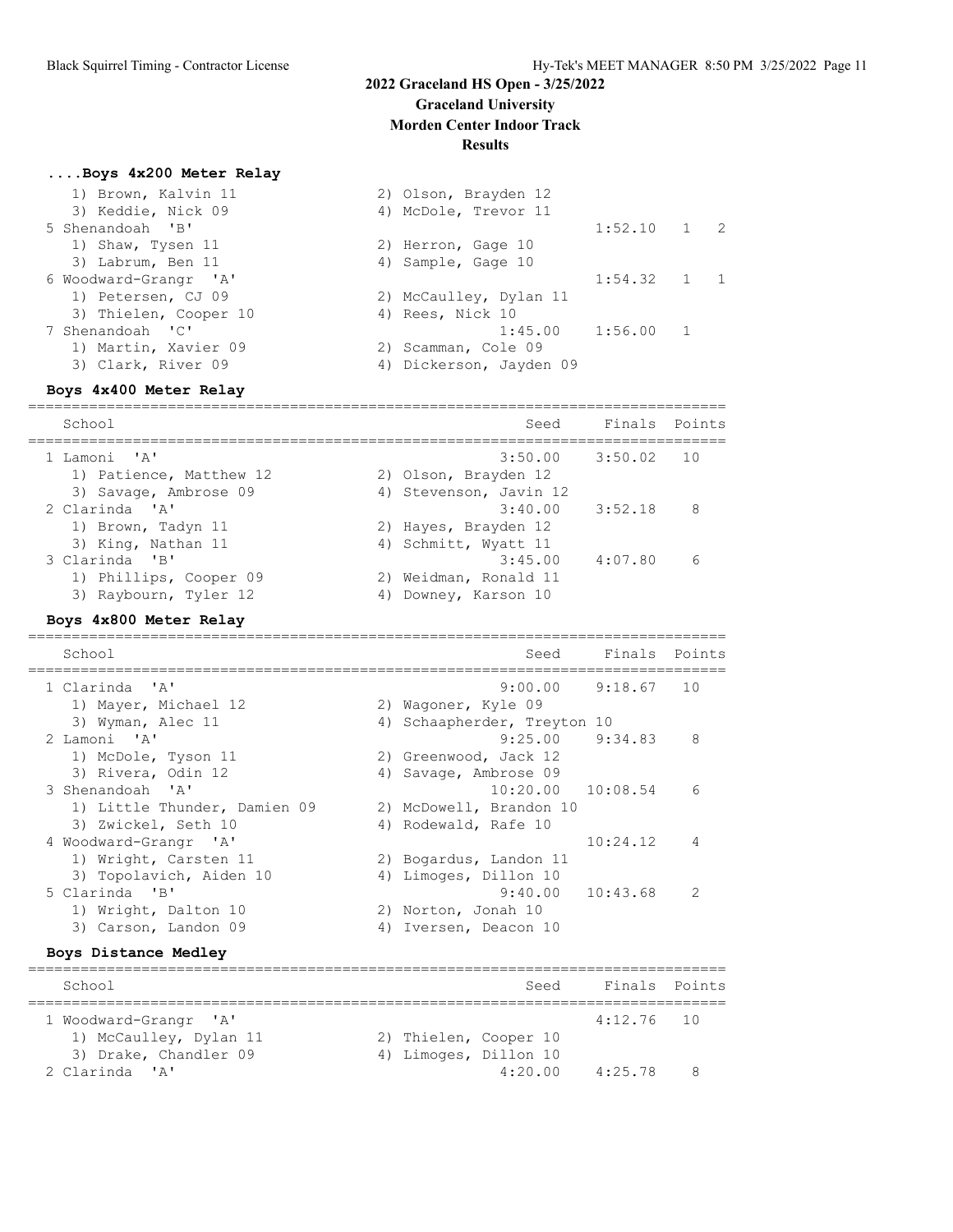## 2022 Graceland HS Open - 3/25/2022
### Graceland University
### Morden Center Indoor Track
### Results

#### ....Boys 4x200 Meter Relay

| School | Seed | Finals | H# | Points |
|---|---|---|---|---|
| 1) Brown, Kalvin 11 — 2) Olson, Brayden 12 | | | | |
| 3) Keddie, Nick 09 — 4) McDole, Trevor 11 | | | | |
| 5 Shenandoah 'B' | | 1:52.10 | 1 | 2 |
| 1) Shaw, Tysen 11 — 2) Herron, Gage 10 | | | | |
| 3) Labrum, Ben 11 — 4) Sample, Gage 10 | | | | |
| 6 Woodward-Grangr 'A' | | 1:54.32 | 1 | 1 |
| 1) Petersen, CJ 09 — 2) McCaulley, Dylan 11 | | | | |
| 3) Thielen, Cooper 10 — 4) Rees, Nick 10 | | | | |
| 7 Shenandoah 'C' | 1:45.00 | 1:56.00 | 1 | |
| 1) Martin, Xavier 09 — 2) Scamman, Cole 09 | | | | |
| 3) Clark, River 09 — 4) Dickerson, Jayden 09 | | | | |

#### Boys 4x400 Meter Relay

| School | Seed | Finals | Points |
|---|---|---|---|
| 1 Lamoni 'A' | 3:50.00 | 3:50.02 | 10 |
| 1) Patience, Matthew 12 — 2) Olson, Brayden 12 | | | |
| 3) Savage, Ambrose 09 — 4) Stevenson, Javin 12 | | | |
| 2 Clarinda 'A' | 3:40.00 | 3:52.18 | 8 |
| 1) Brown, Tadyn 11 — 2) Hayes, Brayden 12 | | | |
| 3) King, Nathan 11 — 4) Schmitt, Wyatt 11 | | | |
| 3 Clarinda 'B' | 3:45.00 | 4:07.80 | 6 |
| 1) Phillips, Cooper 09 — 2) Weidman, Ronald 11 | | | |
| 3) Raybourn, Tyler 12 — 4) Downey, Karson 10 | | | |

#### Boys 4x800 Meter Relay

| School | Seed | Finals | Points |
|---|---|---|---|
| 1 Clarinda 'A' | 9:00.00 | 9:18.67 | 10 |
| 1) Mayer, Michael 12 — 2) Wagoner, Kyle 09 | | | |
| 3) Wyman, Alec 11 — 4) Schaapherder, Treyton 10 | | | |
| 2 Lamoni 'A' | 9:25.00 | 9:34.83 | 8 |
| 1) McDole, Tyson 11 — 2) Greenwood, Jack 12 | | | |
| 3) Rivera, Odin 12 — 4) Savage, Ambrose 09 | | | |
| 3 Shenandoah 'A' | 10:20.00 | 10:08.54 | 6 |
| 1) Little Thunder, Damien 09 — 2) McDowell, Brandon 10 | | | |
| 3) Zwickel, Seth 10 — 4) Rodewald, Rafe 10 | | | |
| 4 Woodward-Grangr 'A' | | 10:24.12 | 4 |
| 1) Wright, Carsten 11 — 2) Bogardus, Landon 11 | | | |
| 3) Topolavich, Aiden 10 — 4) Limoges, Dillon 10 | | | |
| 5 Clarinda 'B' | 9:40.00 | 10:43.68 | 2 |
| 1) Wright, Dalton 10 — 2) Norton, Jonah 10 | | | |
| 3) Carson, Landon 09 — 4) Iversen, Deacon 10 | | | |

#### Boys Distance Medley

| School | Seed | Finals | Points |
|---|---|---|---|
| 1 Woodward-Grangr 'A' | | 4:12.76 | 10 |
| 1) McCaulley, Dylan 11 — 2) Thielen, Cooper 10 | | | |
| 3) Drake, Chandler 09 — 4) Limoges, Dillon 10 | | | |
| 2 Clarinda 'A' | 4:20.00 | 4:25.78 | 8 |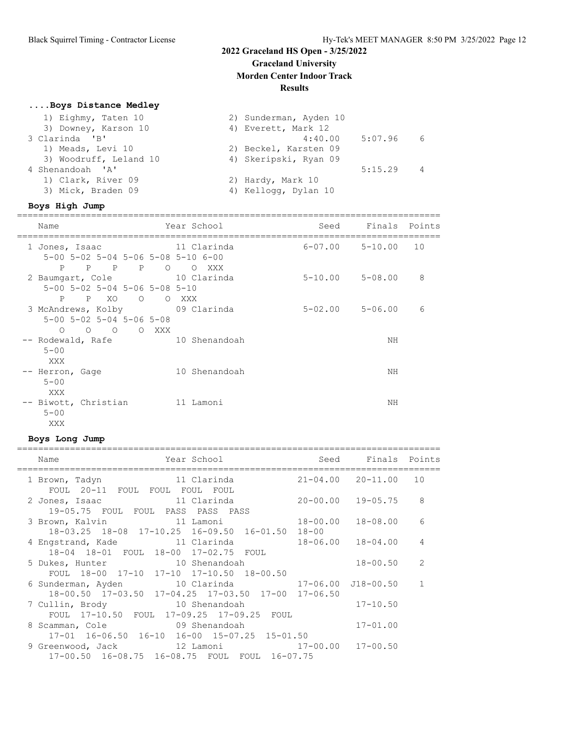# 2022 Graceland HS Open - 3/25/2022

## Graceland University

## Morden Center Indoor Track

## Results

### ....Boys Distance Medley

| | | | | |
|---|---|---|---|---|
| 1) Eighmy, Taten 10 | 2) Sunderman, Ayden 10 | | | |
| 3) Downey, Karson 10 | 4) Everett, Mark 12 | | | |
| 3 Clarinda 'B' | | 4:40.00 | 5:07.96 | 6 |
| 1) Meads, Levi 10 | 2) Beckel, Karsten 09 | | | |
| 3) Woodruff, Leland 10 | 4) Skeripski, Ryan 09 | | | |
| 4 Shenandoah 'A' | | | 5:15.29 | 4 |
| 1) Clark, River 09 | 2) Hardy, Mark 10 | | | |
| 3) Mick, Braden 09 | 4) Kellogg, Dylan 10 | | | |

### Boys High Jump

| Name | Year School | Seed | Finals | Points |
|---|---|---|---|---|
| 1 Jones, Isaac | 11 Clarinda | 6-07.00 | 5-10.00 | 10 |
| 5-00 5-02 5-04 5-06 5-08 5-10 6-00 | | | | |
| P P P P O O XXX | | | | |
| 2 Baumgart, Cole | 10 Clarinda | 5-10.00 | 5-08.00 | 8 |
| 5-00 5-02 5-04 5-06 5-08 5-10 | | | | |
| P P XO O O XXX | | | | |
| 3 McAndrews, Kolby | 09 Clarinda | 5-02.00 | 5-06.00 | 6 |
| 5-00 5-02 5-04 5-06 5-08 | | | | |
| O O O O XXX | | | | |
| -- Rodewald, Rafe | 10 Shenandoah | | NH | |
| 5-00 | | | | |
| XXX | | | | |
| -- Herron, Gage | 10 Shenandoah | | NH | |
| 5-00 | | | | |
| XXX | | | | |
| -- Biwott, Christian | 11 Lamoni | | NH | |
| 5-00 | | | | |
| XXX | | | | |

### Boys Long Jump

| Name | Year School | Seed | Finals | Points |
|---|---|---|---|---|
| 1 Brown, Tadyn | 11 Clarinda | 21-04.00 | 20-11.00 | 10 |
| FOUL 20-11 FOUL FOUL FOUL FOUL | | | | |
| 2 Jones, Isaac | 11 Clarinda | 20-00.00 | 19-05.75 | 8 |
| 19-05.75 FOUL FOUL PASS PASS PASS | | | | |
| 3 Brown, Kalvin | 11 Lamoni | 18-00.00 | 18-08.00 | 6 |
| 18-03.25 18-08 17-10.25 16-09.50 16-01.50 18-00 | | | | |
| 4 Engstrand, Kade | 11 Clarinda | 18-06.00 | 18-04.00 | 4 |
| 18-04 18-01 FOUL 18-00 17-02.75 FOUL | | | | |
| 5 Dukes, Hunter | 10 Shenandoah | | 18-00.50 | 2 |
| FOUL 18-00 17-10 17-10 17-10.50 18-00.50 | | | | |
| 6 Sunderman, Ayden | 10 Clarinda | 17-06.00 | J18-00.50 | 1 |
| 18-00.50 17-03.50 17-04.25 17-03.50 17-00 17-06.50 | | | | |
| 7 Cullin, Brody | 10 Shenandoah | | 17-10.50 | |
| FOUL 17-10.50 FOUL 17-09.25 17-09.25 FOUL | | | | |
| 8 Scamman, Cole | 09 Shenandoah | | 17-01.00 | |
| 17-01 16-06.50 16-10 16-00 15-07.25 15-01.50 | | | | |
| 9 Greenwood, Jack | 12 Lamoni | 17-00.00 | 17-00.50 | |
| 17-00.50 16-08.75 16-08.75 FOUL FOUL 16-07.75 | | | | |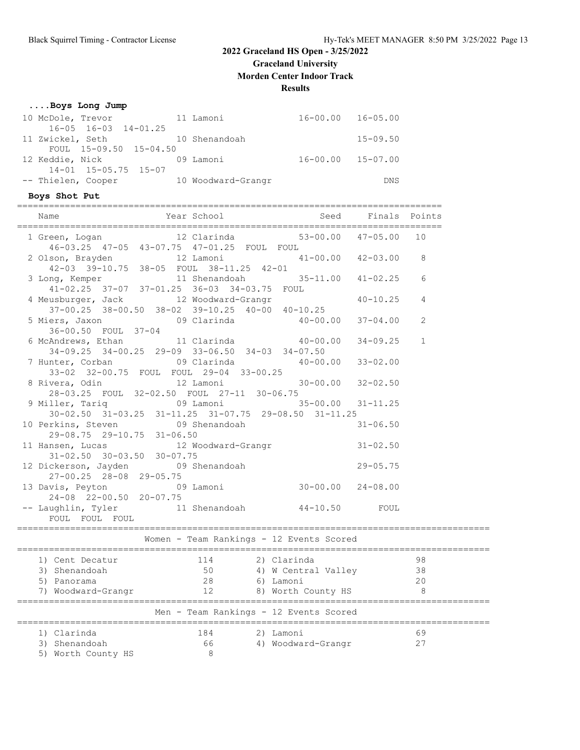**2022 Graceland HS Open - 3/25/2022**
**Graceland University**
**Morden Center Indoor Track**
**Results**

### ....Boys Long Jump

| Place | Name | Year | School | Seed | Finals |
|---|---|---|---|---|---|
| 10 | McDole, Trevor | 11 | Lamoni | 16-00.00 | 16-05.00 |
| | 16-05 16-03 14-01.25 | | | | |
| 11 | Zwickel, Seth | 10 | Shenandoah | | 15-09.50 |
| | FOUL 15-09.50 15-04.50 | | | | |
| 12 | Keddie, Nick | 09 | Lamoni | 16-00.00 | 15-07.00 |
| | 14-01 15-05.75 15-07 | | | | |
| -- | Thielen, Cooper | 10 | Woodward-Grangr | | DNS |

### Boys Shot Put

| Place | Name | Year | School | Seed | Finals | Points |
|---|---|---|---|---|---|---|
| 1 | Green, Logan | 12 | Clarinda | 53-00.00 | 47-05.00 | 10 |
| | 46-03.25 47-05 43-07.75 47-01.25 FOUL FOUL | | | | | |
| 2 | Olson, Brayden | 12 | Lamoni | 41-00.00 | 42-03.00 | 8 |
| | 42-03 39-10.75 38-05 FOUL 38-11.25 42-01 | | | | | |
| 3 | Long, Kemper | 11 | Shenandoah | 35-11.00 | 41-02.25 | 6 |
| | 41-02.25 37-07 37-01.25 36-03 34-03.75 FOUL | | | | | |
| 4 | Meusburger, Jack | 12 | Woodward-Grangr | | 40-10.25 | 4 |
| | 37-00.25 38-00.50 38-02 39-10.25 40-00 40-10.25 | | | | | |
| 5 | Miers, Jaxon | 09 | Clarinda | 40-00.00 | 37-04.00 | 2 |
| | 36-00.50 FOUL 37-04 | | | | | |
| 6 | McAndrews, Ethan | 11 | Clarinda | 40-00.00 | 34-09.25 | 1 |
| | 34-09.25 34-00.25 29-09 33-06.50 34-03 34-07.50 | | | | | |
| 7 | Hunter, Corban | 09 | Clarinda | 40-00.00 | 33-02.00 | |
| | 33-02 32-00.75 FOUL FOUL 29-04 33-00.25 | | | | | |
| 8 | Rivera, Odin | 12 | Lamoni | 30-00.00 | 32-02.50 | |
| | 28-03.25 FOUL 32-02.50 FOUL 27-11 30-06.75 | | | | | |
| 9 | Miller, Tariq | 09 | Lamoni | 35-00.00 | 31-11.25 | |
| | 30-02.50 31-03.25 31-11.25 31-07.75 29-08.50 31-11.25 | | | | | |
| 10 | Perkins, Steven | 09 | Shenandoah | | 31-06.50 | |
| | 29-08.75 29-10.75 31-06.50 | | | | | |
| 11 | Hansen, Lucas | 12 | Woodward-Grangr | | 31-02.50 | |
| | 31-02.50 30-03.50 30-07.75 | | | | | |
| 12 | Dickerson, Jayden | 09 | Shenandoah | | 29-05.75 | |
| | 27-00.25 28-08 29-05.75 | | | | | |
| 13 | Davis, Peyton | 09 | Lamoni | 30-00.00 | 24-08.00 | |
| | 24-08 22-00.50 20-07.75 | | | | | |
| -- | Laughlin, Tyler | 11 | Shenandoah | 44-10.50 | FOUL | |
| | FOUL FOUL FOUL | | | | | |

### Women - Team Rankings - 12 Events Scored

| | | | |
|---|---|---|---|
| 1) Cent Decatur | 114 | 2) Clarinda | 98 |
| 3) Shenandoah | 50 | 4) W Central Valley | 38 |
| 5) Panorama | 28 | 6) Lamoni | 20 |
| 7) Woodward-Grangr | 12 | 8) Worth County HS | 8 |

### Men - Team Rankings - 12 Events Scored

| | | | |
|---|---|---|---|
| 1) Clarinda | 184 | 2) Lamoni | 69 |
| 3) Shenandoah | 66 | 4) Woodward-Grangr | 27 |
| 5) Worth County HS | 8 | | |